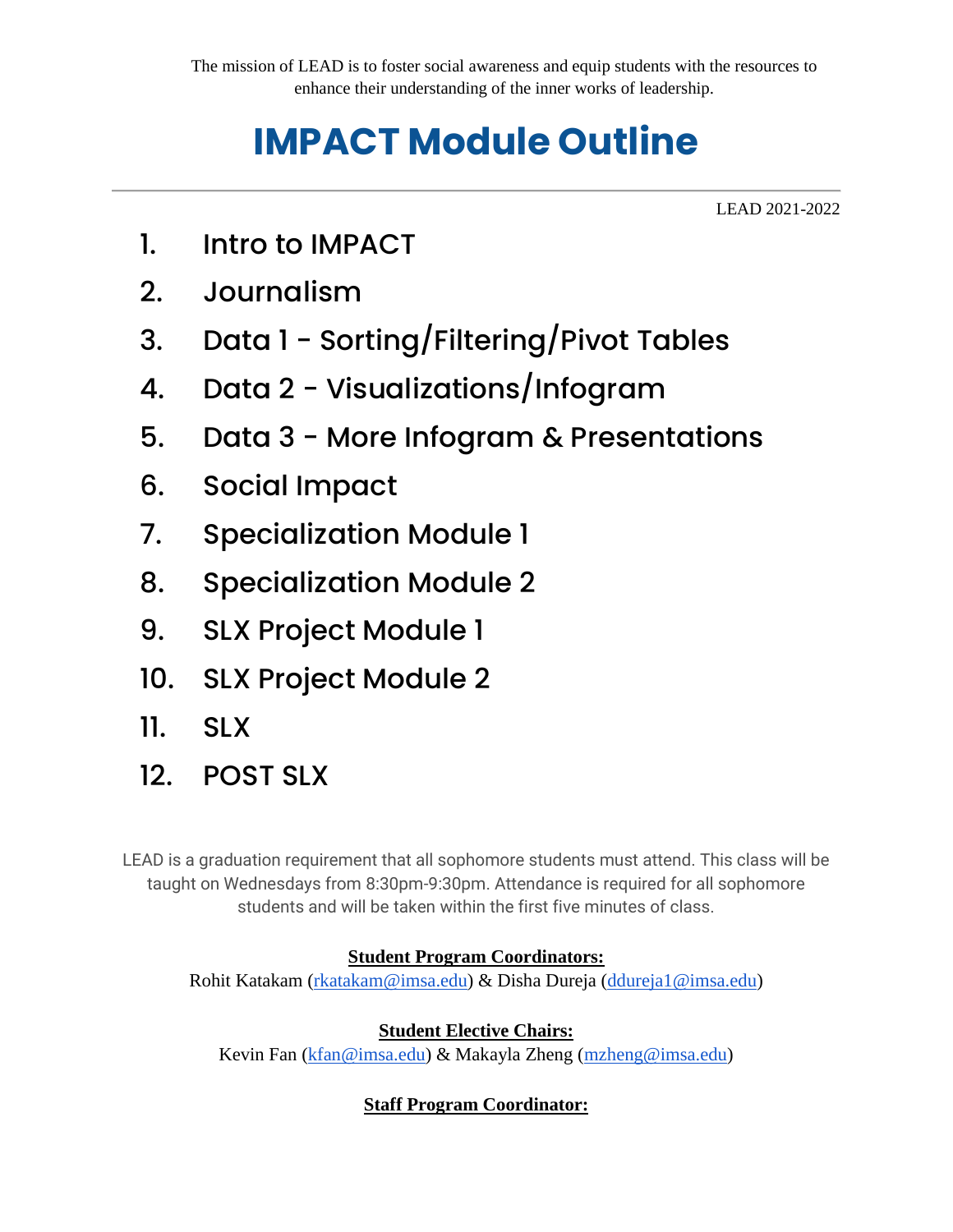The mission of LEAD is to foster social awareness and equip students with the resources to enhance their understanding of the inner works of leadership.

# IMPACT Module Outline

---

LEAD 2021-2022

1. Intro to IMPACT
2. Journalism
3. Data 1 - Sorting/Filtering/Pivot Tables
4. Data 2 - Visualizations/Infogram
5. Data 3 - More Infogram & Presentations
6. Social Impact
7. Specialization Module 1
8. Specialization Module 2
9. SLX Project Module 1
10. SLX Project Module 2
11. SLX
12. POST SLX

LEAD is a graduation requirement that all sophomore students must attend. This class will be taught on Wednesdays from 8:30pm-9:30pm. Attendance is required for all sophomore students and will be taken within the first five minutes of class.

**Student Program Coordinators:**
Rohit Katakam (rkatakam@imsa.edu) & Disha Dureja (ddureja1@imsa.edu)

**Student Elective Chairs:**
Kevin Fan (kfan@imsa.edu) & Makayla Zheng (mzheng@imsa.edu)

**Staff Program Coordinator:**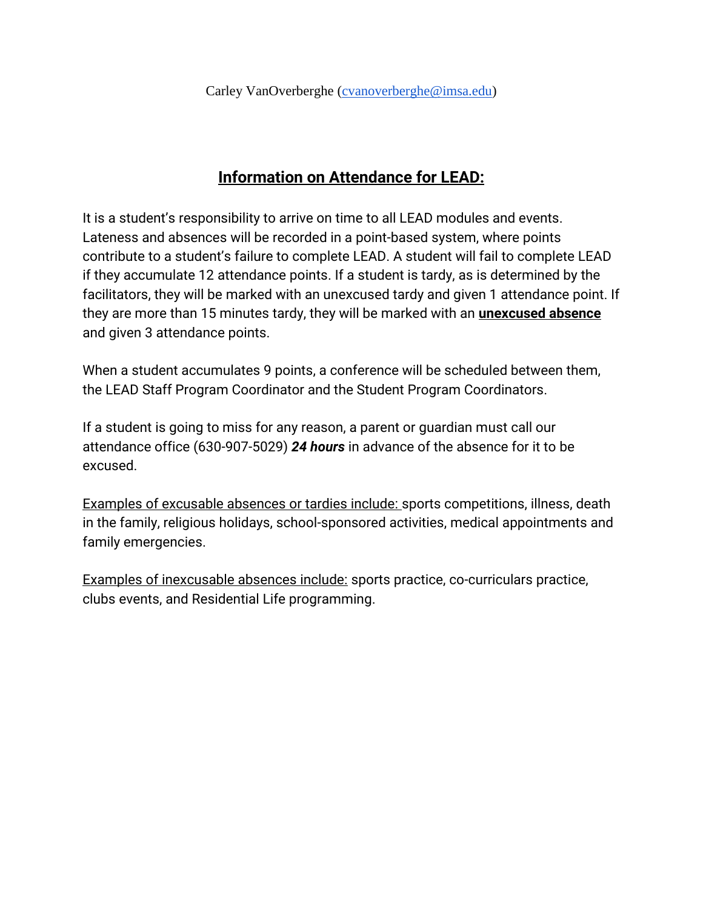Carley VanOverberghe (cvanoverberghe@imsa.edu)

## Information on Attendance for LEAD:

It is a student's responsibility to arrive on time to all LEAD modules and events. Lateness and absences will be recorded in a point-based system, where points contribute to a student's failure to complete LEAD. A student will fail to complete LEAD if they accumulate 12 attendance points. If a student is tardy, as is determined by the facilitators, they will be marked with an unexcused tardy and given 1 attendance point. If they are more than 15 minutes tardy, they will be marked with an **unexcused absence** and given 3 attendance points.

When a student accumulates 9 points, a conference will be scheduled between them, the LEAD Staff Program Coordinator and the Student Program Coordinators.

If a student is going to miss for any reason, a parent or guardian must call our attendance office (630-907-5029) ***24 hours*** in advance of the absence for it to be excused.

Examples of excusable absences or tardies include: sports competitions, illness, death in the family, religious holidays, school-sponsored activities, medical appointments and family emergencies.

Examples of inexcusable absences include: sports practice, co-curriculars practice, clubs events, and Residential Life programming.